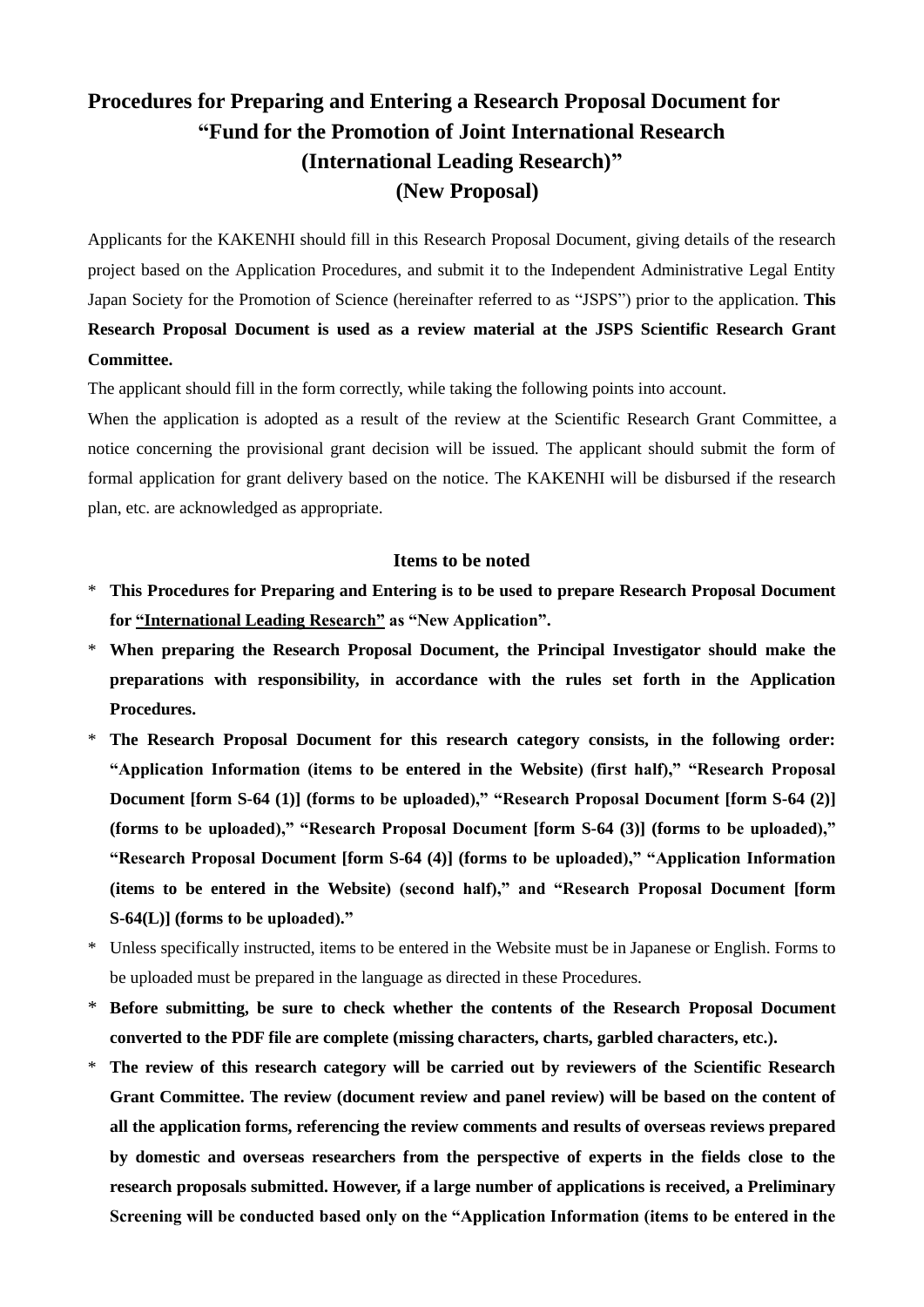# Procedures for Preparing and Entering a Research Proposal Document for "Fund for the Promotion of Joint International Research (International Leading Research)" (New Proposal)

Applicants for the KAKENHI should fill in this Research Proposal Document, giving details of the research project based on the Application Procedures, and submit it to the Independent Administrative Legal Entity Japan Society for the Promotion of Science (hereinafter referred to as "JSPS") prior to the application. **This Research Proposal Document is used as a review material at the JSPS Scientific Research Grant Committee.**

The applicant should fill in the form correctly, while taking the following points into account.

When the application is adopted as a result of the review at the Scientific Research Grant Committee, a notice concerning the provisional grant decision will be issued. The applicant should submit the form of formal application for grant delivery based on the notice. The KAKENHI will be disbursed if the research plan, etc. are acknowledged as appropriate.

### Items to be noted

* **This Procedures for Preparing and Entering is to be used to prepare Research Proposal Document for <u>"International Leading Research"</u> as "New Application".**
* **When preparing the Research Proposal Document, the Principal Investigator should make the preparations with responsibility, in accordance with the rules set forth in the Application Procedures.**
* **The Research Proposal Document for this research category consists, in the following order: "Application Information (items to be entered in the Website) (first half)," "Research Proposal Document [form S-64 (1)] (forms to be uploaded)," "Research Proposal Document [form S-64 (2)] (forms to be uploaded)," "Research Proposal Document [form S-64 (3)] (forms to be uploaded)," "Research Proposal Document [form S-64 (4)] (forms to be uploaded)," "Application Information (items to be entered in the Website) (second half)," and "Research Proposal Document [form S-64(L)] (forms to be uploaded)."**
* Unless specifically instructed, items to be entered in the Website must be in Japanese or English. Forms to be uploaded must be prepared in the language as directed in these Procedures.
* **Before submitting, be sure to check whether the contents of the Research Proposal Document converted to the PDF file are complete (missing characters, charts, garbled characters, etc.).**
* **The review of this research category will be carried out by reviewers of the Scientific Research Grant Committee. The review (document review and panel review) will be based on the content of all the application forms, referencing the review comments and results of overseas reviews prepared by domestic and overseas researchers from the perspective of experts in the fields close to the research proposals submitted. However, if a large number of applications is received, a Preliminary Screening will be conducted based only on the "Application Information (items to be entered in the**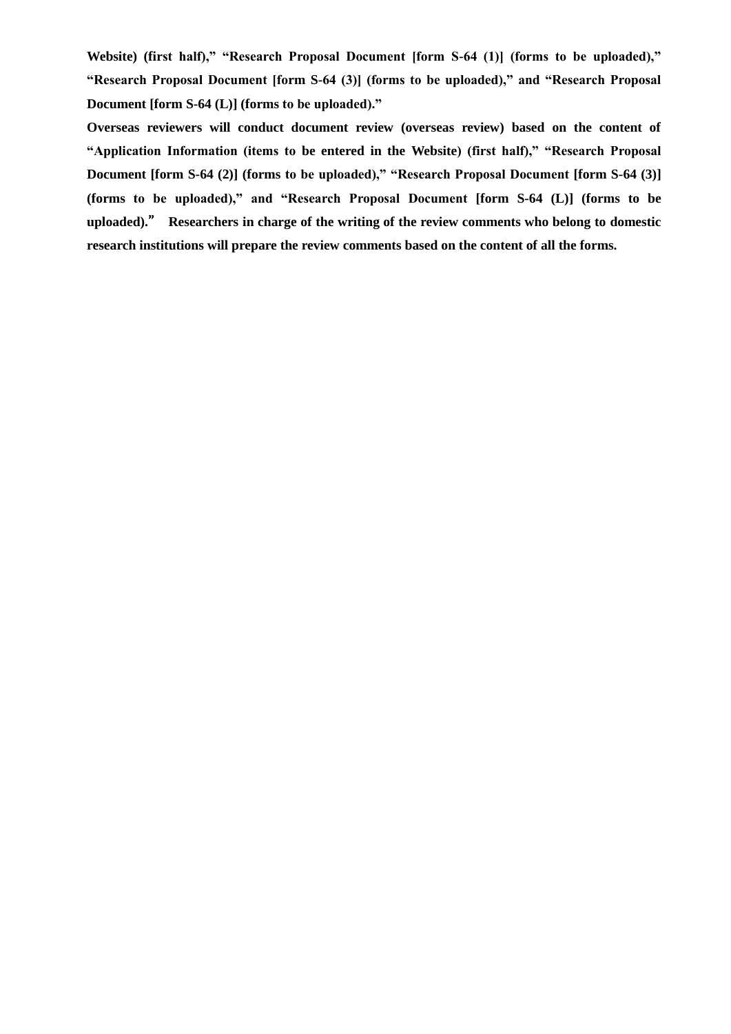**Website) (first half)," "Research Proposal Document [form S-64 (1)] (forms to be uploaded)," "Research Proposal Document [form S-64 (3)] (forms to be uploaded)," and "Research Proposal Document [form S-64 (L)] (forms to be uploaded)."**

**Overseas reviewers will conduct document review (overseas review) based on the content of "Application Information (items to be entered in the Website) (first half)," "Research Proposal Document [form S-64 (2)] (forms to be uploaded)," "Research Proposal Document [form S-64 (3)] (forms to be uploaded)," and "Research Proposal Document [form S-64 (L)] (forms to be uploaded)." Researchers in charge of the writing of the review comments who belong to domestic research institutions will prepare the review comments based on the content of all the forms.**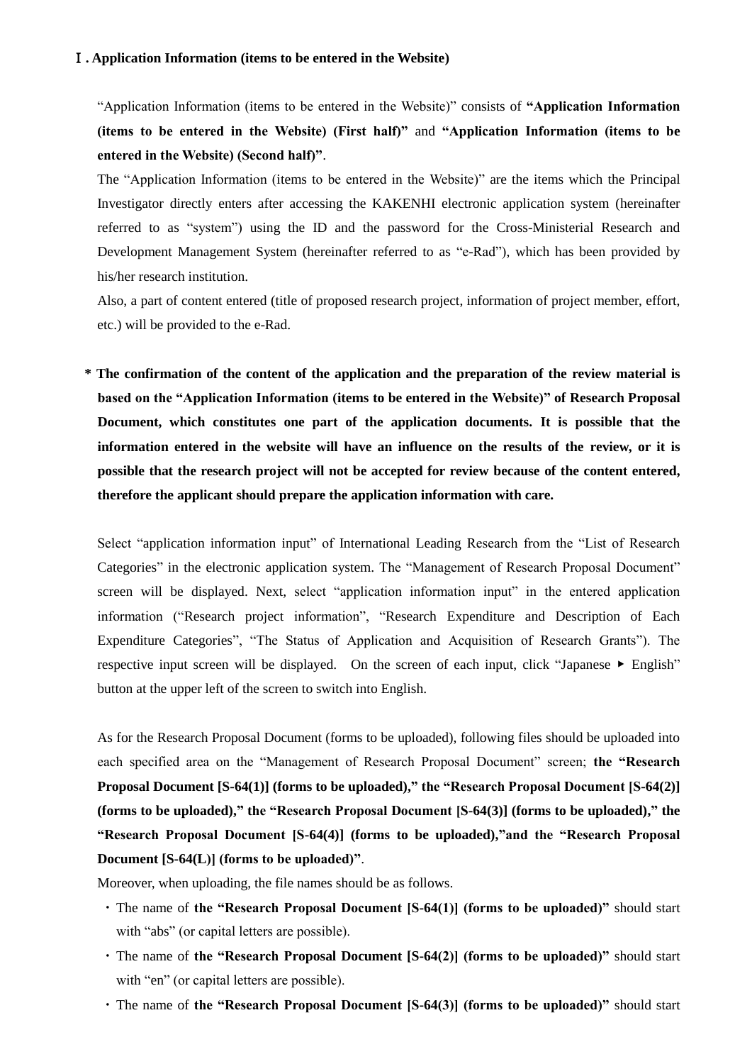## Ⅰ. Application Information (items to be entered in the Website)

"Application Information (items to be entered in the Website)" consists of **"Application Information (items to be entered in the Website) (First half)"** and **"Application Information (items to be entered in the Website) (Second half)"**.

The "Application Information (items to be entered in the Website)" are the items which the Principal Investigator directly enters after accessing the KAKENHI electronic application system (hereinafter referred to as "system") using the ID and the password for the Cross-Ministerial Research and Development Management System (hereinafter referred to as "e-Rad"), which has been provided by his/her research institution.

Also, a part of content entered (title of proposed research project, information of project member, effort, etc.) will be provided to the e-Rad.

**\* The confirmation of the content of the application and the preparation of the review material is based on the "Application Information (items to be entered in the Website)" of Research Proposal Document, which constitutes one part of the application documents. It is possible that the information entered in the website will have an influence on the results of the review, or it is possible that the research project will not be accepted for review because of the content entered, therefore the applicant should prepare the application information with care.**

Select "application information input" of International Leading Research from the "List of Research Categories" in the electronic application system. The "Management of Research Proposal Document" screen will be displayed. Next, select "application information input" in the entered application information ("Research project information", "Research Expenditure and Description of Each Expenditure Categories", "The Status of Application and Acquisition of Research Grants"). The respective input screen will be displayed. On the screen of each input, click "Japanese ▸ English" button at the upper left of the screen to switch into English.

As for the Research Proposal Document (forms to be uploaded), following files should be uploaded into each specified area on the "Management of Research Proposal Document" screen; **the "Research Proposal Document [S-64(1)] (forms to be uploaded)," the "Research Proposal Document [S-64(2)] (forms to be uploaded)," the "Research Proposal Document [S-64(3)] (forms to be uploaded)," the "Research Proposal Document [S-64(4)] (forms to be uploaded),"and the "Research Proposal Document [S-64(L)] (forms to be uploaded)"**.

Moreover, when uploading, the file names should be as follows.

- The name of **the "Research Proposal Document [S-64(1)] (forms to be uploaded)"** should start with "abs" (or capital letters are possible).
- The name of **the "Research Proposal Document [S-64(2)] (forms to be uploaded)"** should start with "en" (or capital letters are possible).
- The name of **the "Research Proposal Document [S-64(3)] (forms to be uploaded)"** should start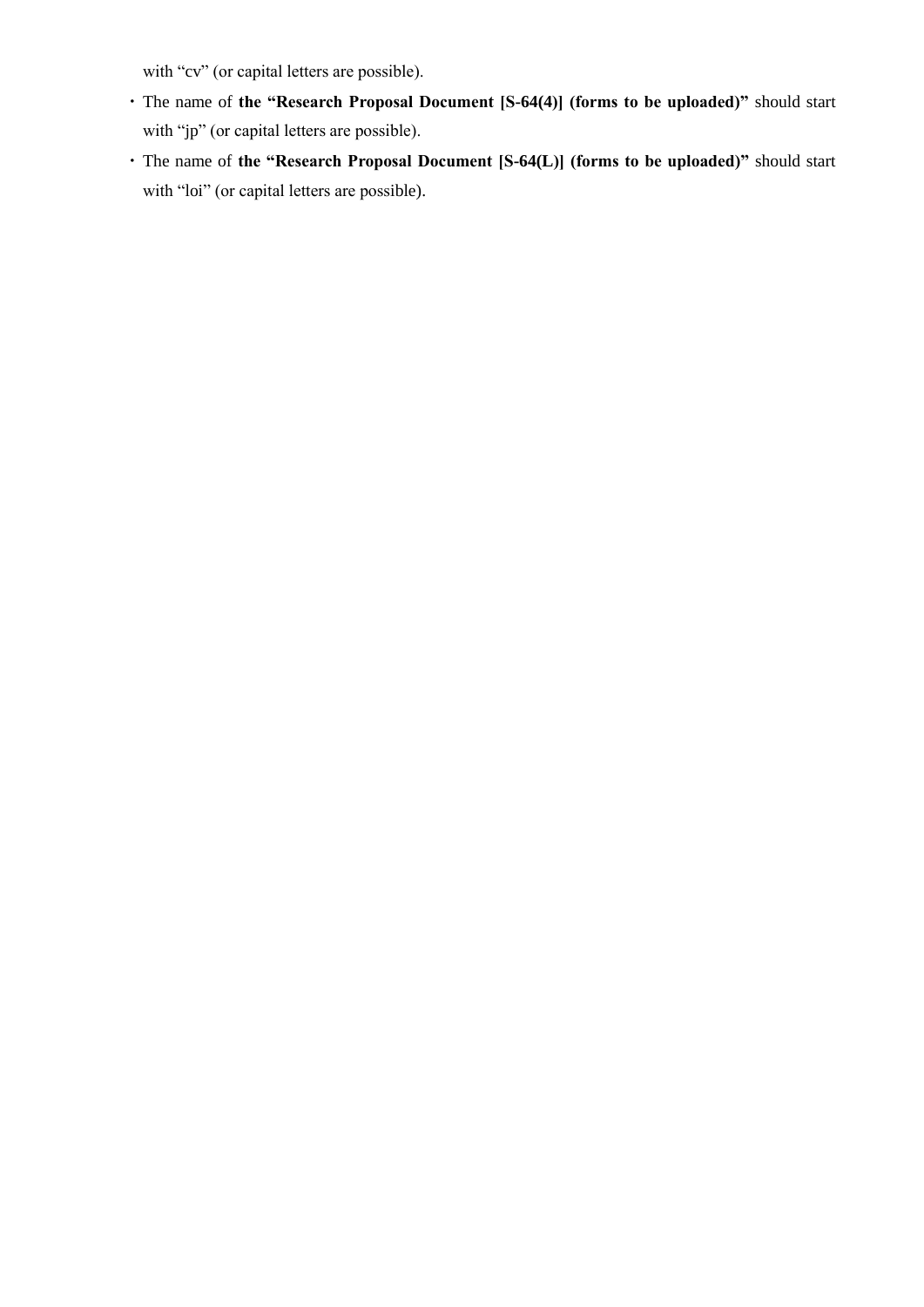with “cv” (or capital letters are possible).

- The name of **the “Research Proposal Document [S-64(4)] (forms to be uploaded)”** should start with “jp” (or capital letters are possible).
- The name of **the “Research Proposal Document [S-64(L)] (forms to be uploaded)”** should start with “loi” (or capital letters are possible).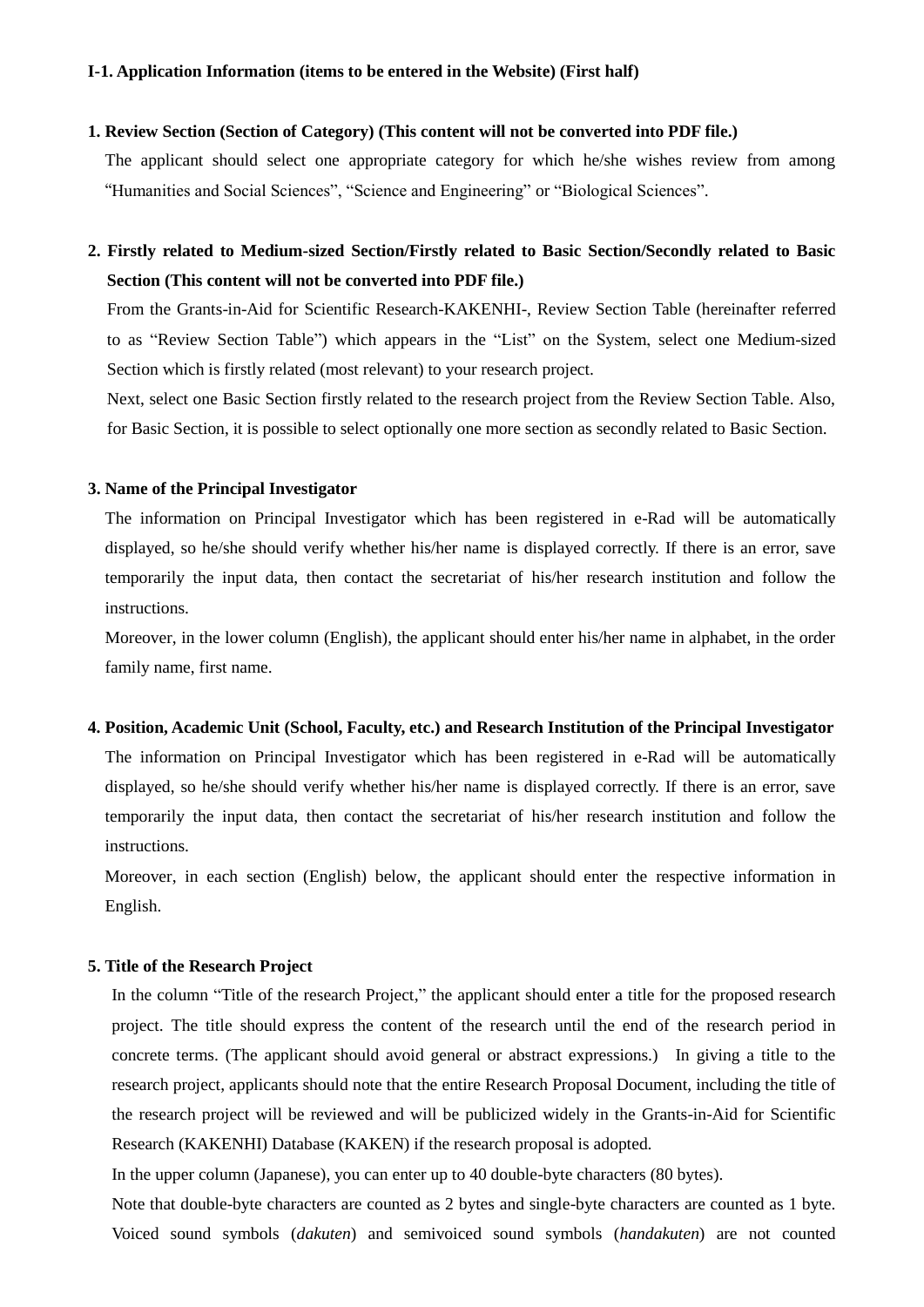**I-1. Application Information (items to be entered in the Website) (First half)**

**1. Review Section (Section of Category) (This content will not be converted into PDF file.)**

The applicant should select one appropriate category for which he/she wishes review from among "Humanities and Social Sciences", "Science and Engineering" or "Biological Sciences".

**2. Firstly related to Medium-sized Section/Firstly related to Basic Section/Secondly related to Basic Section (This content will not be converted into PDF file.)**

From the Grants-in-Aid for Scientific Research-KAKENHI-, Review Section Table (hereinafter referred to as "Review Section Table") which appears in the "List" on the System, select one Medium-sized Section which is firstly related (most relevant) to your research project.

Next, select one Basic Section firstly related to the research project from the Review Section Table. Also, for Basic Section, it is possible to select optionally one more section as secondly related to Basic Section.

**3. Name of the Principal Investigator**

The information on Principal Investigator which has been registered in e-Rad will be automatically displayed, so he/she should verify whether his/her name is displayed correctly. If there is an error, save temporarily the input data, then contact the secretariat of his/her research institution and follow the instructions.

Moreover, in the lower column (English), the applicant should enter his/her name in alphabet, in the order family name, first name.

**4. Position, Academic Unit (School, Faculty, etc.) and Research Institution of the Principal Investigator**

The information on Principal Investigator which has been registered in e-Rad will be automatically displayed, so he/she should verify whether his/her name is displayed correctly. If there is an error, save temporarily the input data, then contact the secretariat of his/her research institution and follow the instructions.

Moreover, in each section (English) below, the applicant should enter the respective information in English.

**5. Title of the Research Project**

In the column "Title of the research Project," the applicant should enter a title for the proposed research project. The title should express the content of the research until the end of the research period in concrete terms. (The applicant should avoid general or abstract expressions.) In giving a title to the research project, applicants should note that the entire Research Proposal Document, including the title of the research project will be reviewed and will be publicized widely in the Grants-in-Aid for Scientific Research (KAKENHI) Database (KAKEN) if the research proposal is adopted.

In the upper column (Japanese), you can enter up to 40 double-byte characters (80 bytes).

Note that double-byte characters are counted as 2 bytes and single-byte characters are counted as 1 byte. Voiced sound symbols (*dakuten*) and semivoiced sound symbols (*handakuten*) are not counted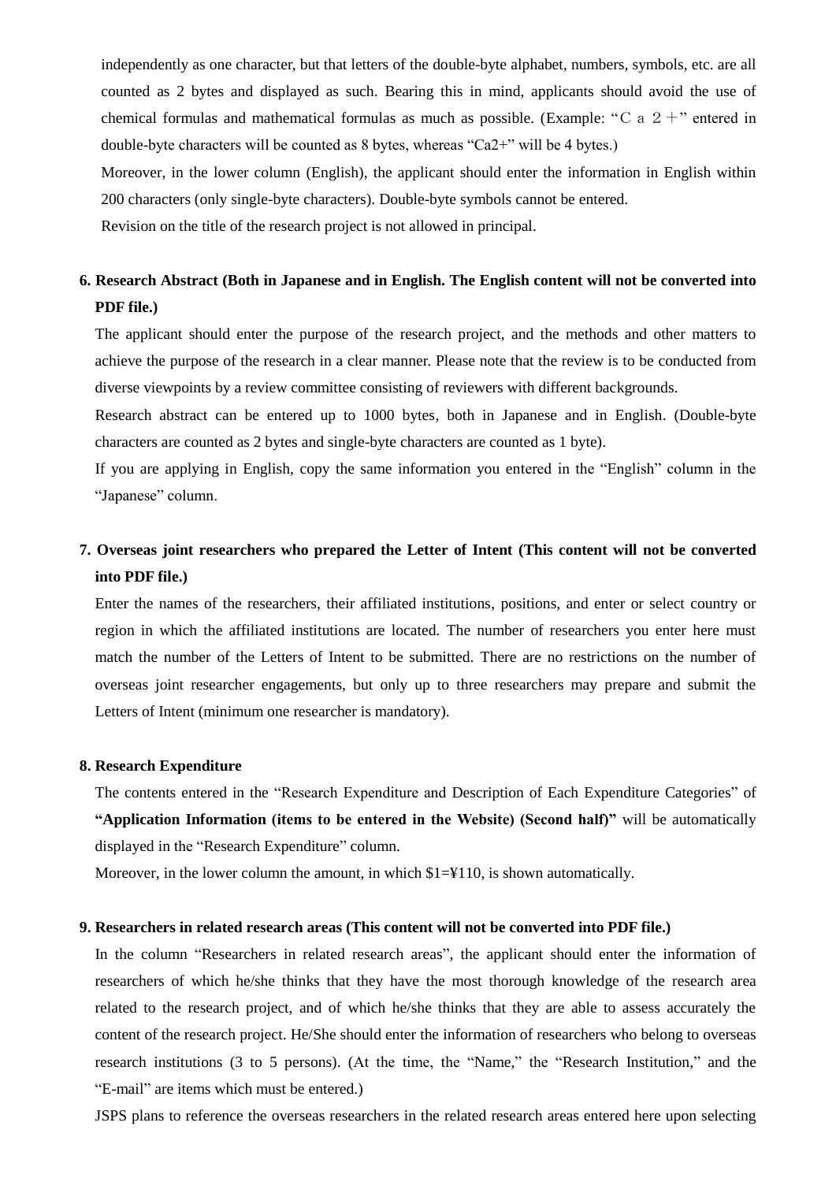independently as one character, but that letters of the double-byte alphabet, numbers, symbols, etc. are all counted as 2 bytes and displayed as such. Bearing this in mind, applicants should avoid the use of chemical formulas and mathematical formulas as much as possible. (Example: "Ｃａ２＋" entered in double-byte characters will be counted as 8 bytes, whereas "Ca2+" will be 4 bytes.)

Moreover, in the lower column (English), the applicant should enter the information in English within 200 characters (only single-byte characters). Double-byte symbols cannot be entered.

Revision on the title of the research project is not allowed in principal.

**6. Research Abstract (Both in Japanese and in English. The English content will not be converted into PDF file.)**

The applicant should enter the purpose of the research project, and the methods and other matters to achieve the purpose of the research in a clear manner. Please note that the review is to be conducted from diverse viewpoints by a review committee consisting of reviewers with different backgrounds.

Research abstract can be entered up to 1000 bytes, both in Japanese and in English. (Double-byte characters are counted as 2 bytes and single-byte characters are counted as 1 byte).

If you are applying in English, copy the same information you entered in the "English" column in the "Japanese" column.

**7. Overseas joint researchers who prepared the Letter of Intent (This content will not be converted into PDF file.)**

Enter the names of the researchers, their affiliated institutions, positions, and enter or select country or region in which the affiliated institutions are located. The number of researchers you enter here must match the number of the Letters of Intent to be submitted. There are no restrictions on the number of overseas joint researcher engagements, but only up to three researchers may prepare and submit the Letters of Intent (minimum one researcher is mandatory).

**8. Research Expenditure**

The contents entered in the "Research Expenditure and Description of Each Expenditure Categories" of **"Application Information (items to be entered in the Website) (Second half)"** will be automatically displayed in the "Research Expenditure" column.

Moreover, in the lower column the amount, in which $1=¥110, is shown automatically.

**9. Researchers in related research areas (This content will not be converted into PDF file.)**

In the column "Researchers in related research areas", the applicant should enter the information of researchers of which he/she thinks that they have the most thorough knowledge of the research area related to the research project, and of which he/she thinks that they are able to assess accurately the content of the research project. He/She should enter the information of researchers who belong to overseas research institutions (3 to 5 persons). (At the time, the "Name," the "Research Institution," and the "E-mail" are items which must be entered.)

JSPS plans to reference the overseas researchers in the related research areas entered here upon selecting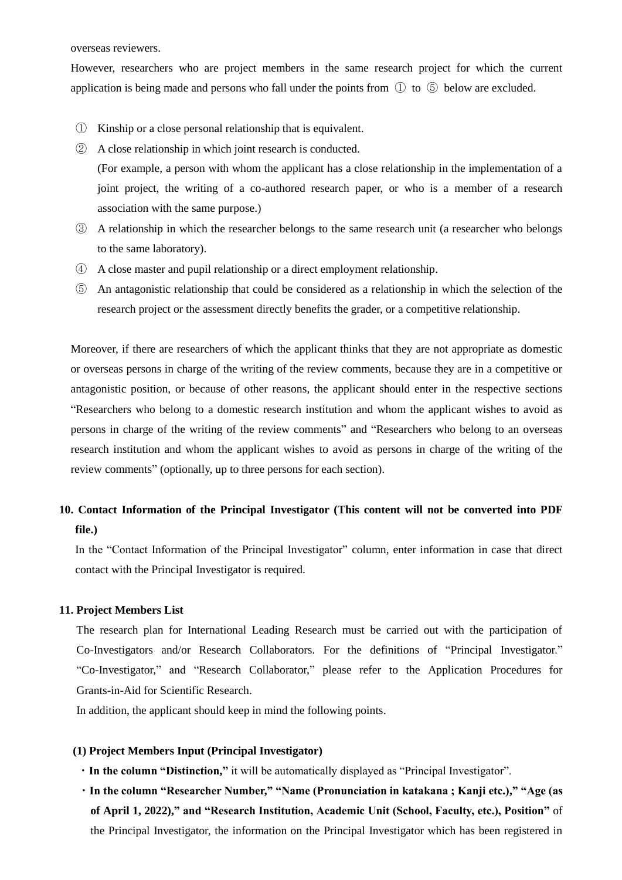overseas reviewers.

However, researchers who are project members in the same research project for which the current application is being made and persons who fall under the points from ① to ⑤ below are excluded.

① Kinship or a close personal relationship that is equivalent.

② A close relationship in which joint research is conducted.
(For example, a person with whom the applicant has a close relationship in the implementation of a joint project, the writing of a co-authored research paper, or who is a member of a research association with the same purpose.)

③ A relationship in which the researcher belongs to the same research unit (a researcher who belongs to the same laboratory).

④ A close master and pupil relationship or a direct employment relationship.

⑤ An antagonistic relationship that could be considered as a relationship in which the selection of the research project or the assessment directly benefits the grader, or a competitive relationship.

Moreover, if there are researchers of which the applicant thinks that they are not appropriate as domestic or overseas persons in charge of the writing of the review comments, because they are in a competitive or antagonistic position, or because of other reasons, the applicant should enter in the respective sections "Researchers who belong to a domestic research institution and whom the applicant wishes to avoid as persons in charge of the writing of the review comments" and "Researchers who belong to an overseas research institution and whom the applicant wishes to avoid as persons in charge of the writing of the review comments" (optionally, up to three persons for each section).

## 10. Contact Information of the Principal Investigator (This content will not be converted into PDF file.)

In the "Contact Information of the Principal Investigator" column, enter information in case that direct contact with the Principal Investigator is required.

## 11. Project Members List

The research plan for International Leading Research must be carried out with the participation of Co-Investigators and/or Research Collaborators. For the definitions of "Principal Investigator." "Co-Investigator," and "Research Collaborator," please refer to the Application Procedures for Grants-in-Aid for Scientific Research.

In addition, the applicant should keep in mind the following points.

### (1) Project Members Input (Principal Investigator)

- **In the column "Distinction,"** it will be automatically displayed as "Principal Investigator".
- **In the column "Researcher Number," "Name (Pronunciation in katakana ; Kanji etc.)," "Age (as of April 1, 2022)," and "Research Institution, Academic Unit (School, Faculty, etc.), Position"** of the Principal Investigator, the information on the Principal Investigator which has been registered in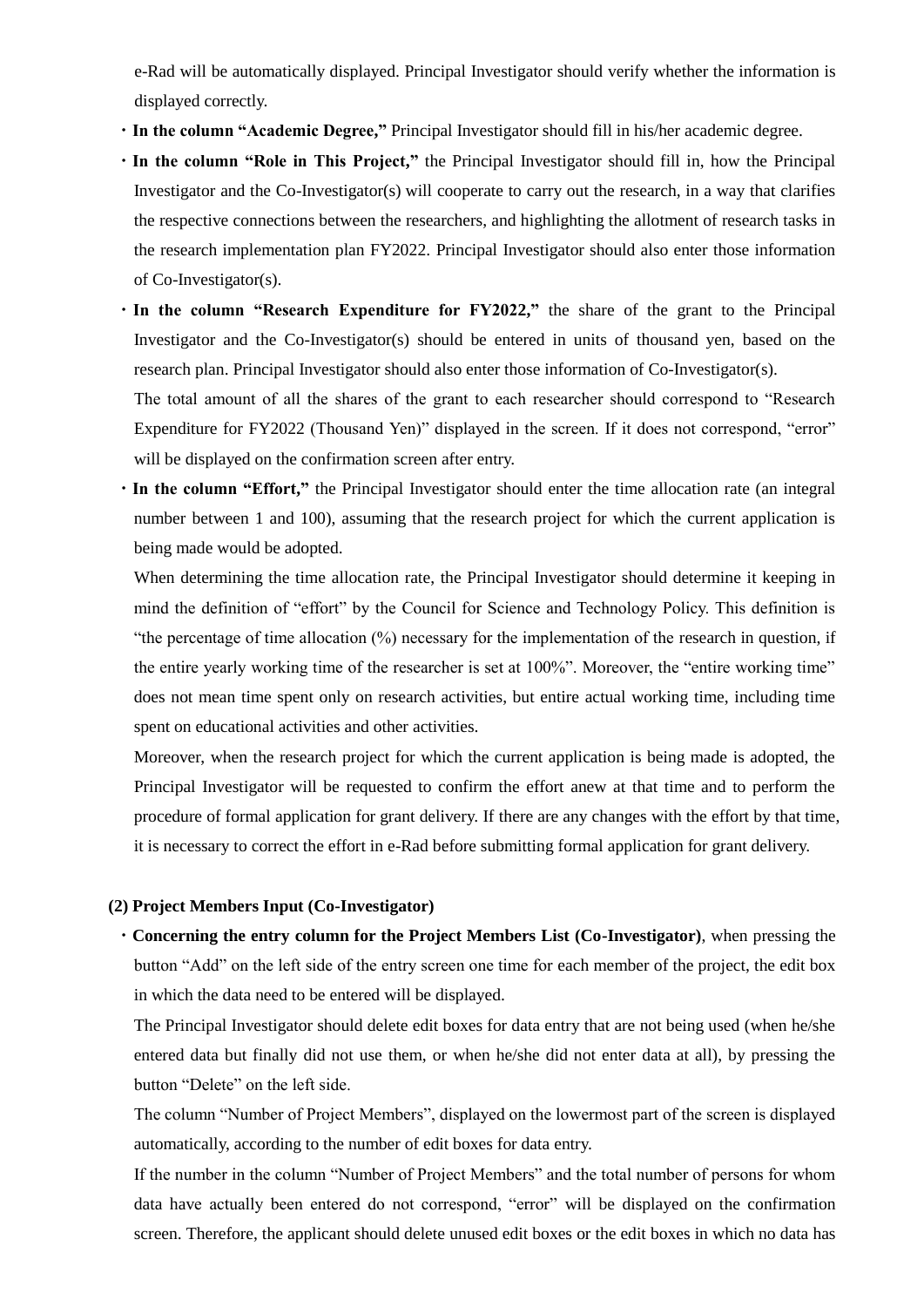e-Rad will be automatically displayed. Principal Investigator should verify whether the information is displayed correctly.

- **In the column "Academic Degree,"** Principal Investigator should fill in his/her academic degree.
- **In the column "Role in This Project,"** the Principal Investigator should fill in, how the Principal Investigator and the Co-Investigator(s) will cooperate to carry out the research, in a way that clarifies the respective connections between the researchers, and highlighting the allotment of research tasks in the research implementation plan FY2022. Principal Investigator should also enter those information of Co-Investigator(s).
- **In the column "Research Expenditure for FY2022,"** the share of the grant to the Principal Investigator and the Co-Investigator(s) should be entered in units of thousand yen, based on the research plan. Principal Investigator should also enter those information of Co-Investigator(s).

  The total amount of all the shares of the grant to each researcher should correspond to "Research Expenditure for FY2022 (Thousand Yen)" displayed in the screen. If it does not correspond, "error" will be displayed on the confirmation screen after entry.
- **In the column "Effort,"** the Principal Investigator should enter the time allocation rate (an integral number between 1 and 100), assuming that the research project for which the current application is being made would be adopted.

  When determining the time allocation rate, the Principal Investigator should determine it keeping in mind the definition of "effort" by the Council for Science and Technology Policy. This definition is "the percentage of time allocation (%) necessary for the implementation of the research in question, if the entire yearly working time of the researcher is set at 100%". Moreover, the "entire working time" does not mean time spent only on research activities, but entire actual working time, including time spent on educational activities and other activities.

  Moreover, when the research project for which the current application is being made is adopted, the Principal Investigator will be requested to confirm the effort anew at that time and to perform the procedure of formal application for grant delivery. If there are any changes with the effort by that time, it is necessary to correct the effort in e-Rad before submitting formal application for grant delivery.

**(2) Project Members Input (Co-Investigator)**

- **Concerning the entry column for the Project Members List (Co-Investigator)**, when pressing the button "Add" on the left side of the entry screen one time for each member of the project, the edit box in which the data need to be entered will be displayed.

  The Principal Investigator should delete edit boxes for data entry that are not being used (when he/she entered data but finally did not use them, or when he/she did not enter data at all), by pressing the button "Delete" on the left side.

  The column "Number of Project Members", displayed on the lowermost part of the screen is displayed automatically, according to the number of edit boxes for data entry.

  If the number in the column "Number of Project Members" and the total number of persons for whom data have actually been entered do not correspond, "error" will be displayed on the confirmation screen. Therefore, the applicant should delete unused edit boxes or the edit boxes in which no data has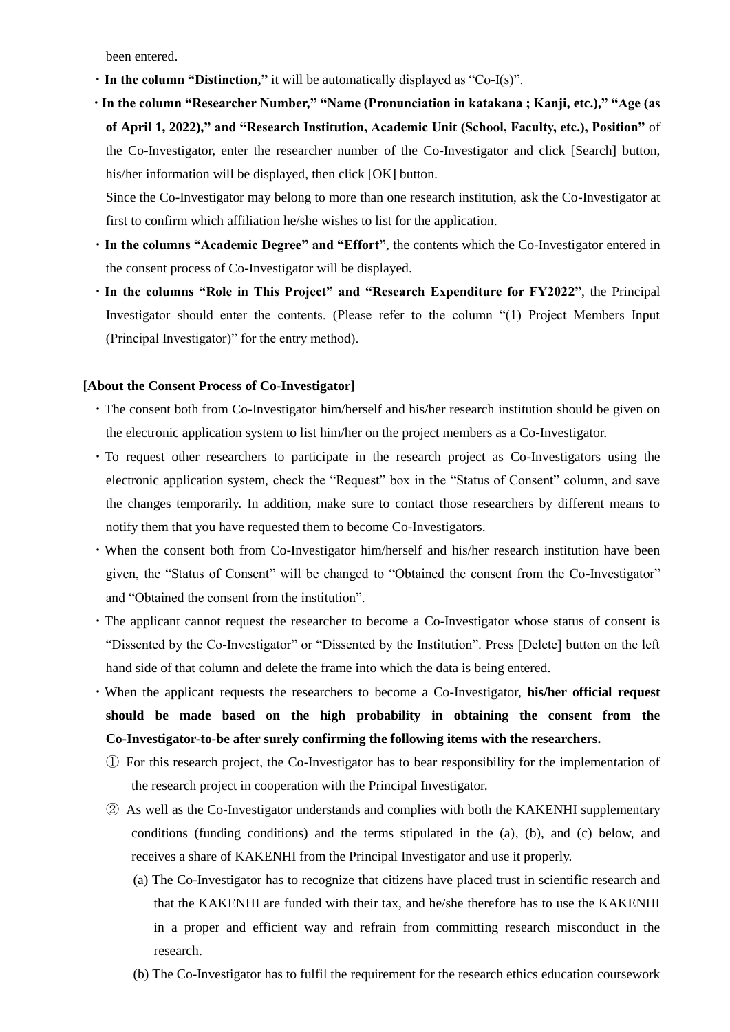been entered.

- **In the column "Distinction,"** it will be automatically displayed as "Co-I(s)".
- **In the column "Researcher Number," "Name (Pronunciation in katakana ; Kanji, etc.)," "Age (as of April 1, 2022)," and "Research Institution, Academic Unit (School, Faculty, etc.), Position"** of the Co-Investigator, enter the researcher number of the Co-Investigator and click [Search] button, his/her information will be displayed, then click [OK] button.

  Since the Co-Investigator may belong to more than one research institution, ask the Co-Investigator at first to confirm which affiliation he/she wishes to list for the application.
- **In the columns "Academic Degree" and "Effort"**, the contents which the Co-Investigator entered in the consent process of Co-Investigator will be displayed.
- **In the columns "Role in This Project" and "Research Expenditure for FY2022"**, the Principal Investigator should enter the contents. (Please refer to the column "(1) Project Members Input (Principal Investigator)" for the entry method).

**[About the Consent Process of Co-Investigator]**

- The consent both from Co-Investigator him/herself and his/her research institution should be given on the electronic application system to list him/her on the project members as a Co-Investigator.
- To request other researchers to participate in the research project as Co-Investigators using the electronic application system, check the "Request" box in the "Status of Consent" column, and save the changes temporarily. In addition, make sure to contact those researchers by different means to notify them that you have requested them to become Co-Investigators.
- When the consent both from Co-Investigator him/herself and his/her research institution have been given, the "Status of Consent" will be changed to "Obtained the consent from the Co-Investigator" and "Obtained the consent from the institution".
- The applicant cannot request the researcher to become a Co-Investigator whose status of consent is "Dissented by the Co-Investigator" or "Dissented by the Institution". Press [Delete] button on the left hand side of that column and delete the frame into which the data is being entered.
- When the applicant requests the researchers to become a Co-Investigator, **his/her official request should be made based on the high probability in obtaining the consent from the Co-Investigator-to-be after surely confirming the following items with the researchers.**

  ① For this research project, the Co-Investigator has to bear responsibility for the implementation of the research project in cooperation with the Principal Investigator.

  ② As well as the Co-Investigator understands and complies with both the KAKENHI supplementary conditions (funding conditions) and the terms stipulated in the (a), (b), and (c) below, and receives a share of KAKENHI from the Principal Investigator and use it properly.

  (a) The Co-Investigator has to recognize that citizens have placed trust in scientific research and that the KAKENHI are funded with their tax, and he/she therefore has to use the KAKENHI in a proper and efficient way and refrain from committing research misconduct in the research.

  (b) The Co-Investigator has to fulfil the requirement for the research ethics education coursework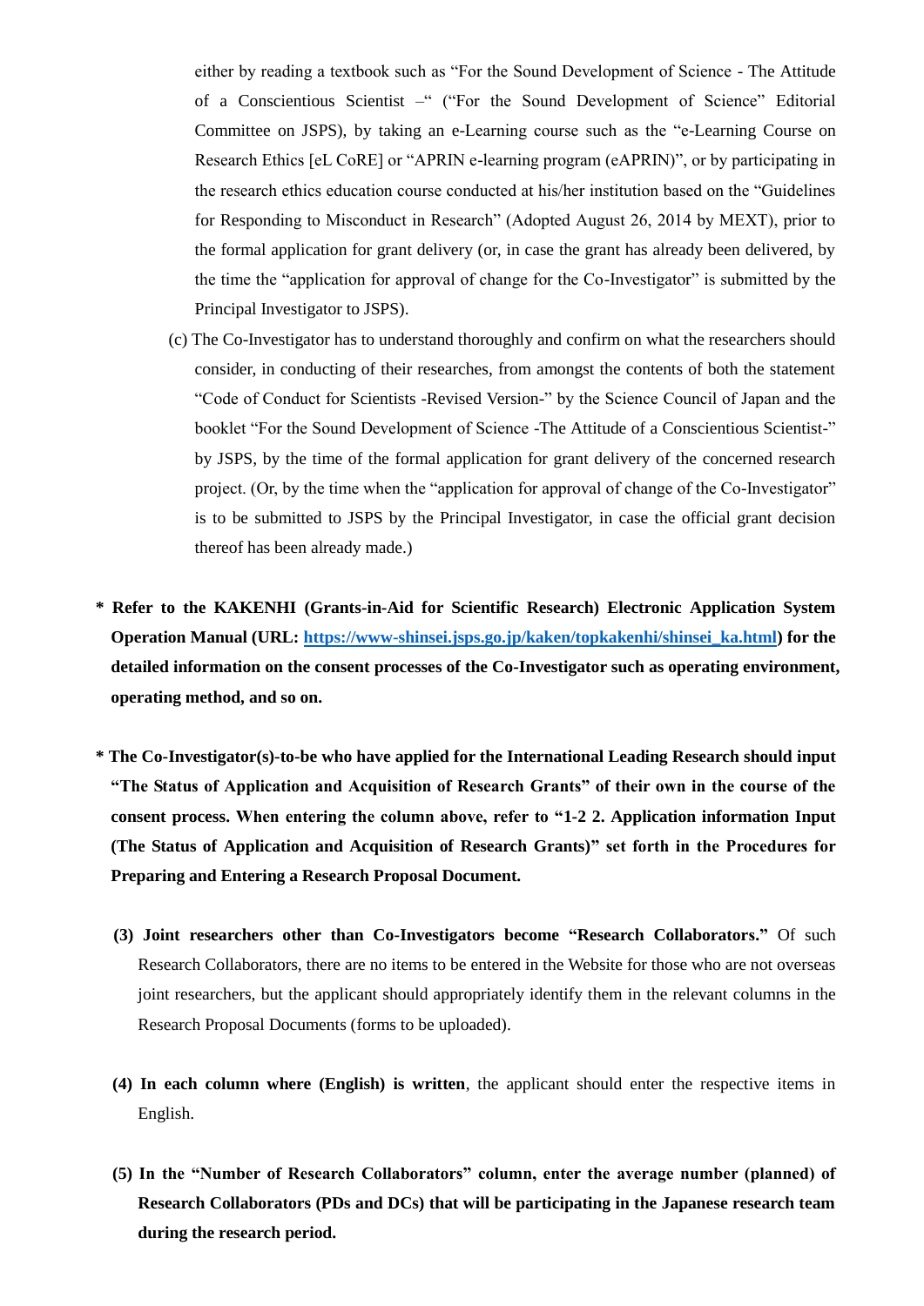either by reading a textbook such as "For the Sound Development of Science - The Attitude of a Conscientious Scientist –" ("For the Sound Development of Science" Editorial Committee on JSPS), by taking an e-Learning course such as the "e-Learning Course on Research Ethics [eL CoRE] or "APRIN e-learning program (eAPRIN)", or by participating in the research ethics education course conducted at his/her institution based on the "Guidelines for Responding to Misconduct in Research" (Adopted August 26, 2014 by MEXT), prior to the formal application for grant delivery (or, in case the grant has already been delivered, by the time the "application for approval of change for the Co-Investigator" is submitted by the Principal Investigator to JSPS).

(c) The Co-Investigator has to understand thoroughly and confirm on what the researchers should consider, in conducting of their researches, from amongst the contents of both the statement "Code of Conduct for Scientists -Revised Version-" by the Science Council of Japan and the booklet "For the Sound Development of Science -The Attitude of a Conscientious Scientist-" by JSPS, by the time of the formal application for grant delivery of the concerned research project. (Or, by the time when the "application for approval of change of the Co-Investigator" is to be submitted to JSPS by the Principal Investigator, in case the official grant decision thereof has been already made.)

**\* Refer to the KAKENHI (Grants-in-Aid for Scientific Research) Electronic Application System Operation Manual (URL: [https://www-shinsei.jsps.go.jp/kaken/topkakenhi/shinsei_ka.html](https://www-shinsei.jsps.go.jp/kaken/topkakenhi/shinsei_ka.html)) for the detailed information on the consent processes of the Co-Investigator such as operating environment, operating method, and so on.**

**\* The Co-Investigator(s)-to-be who have applied for the International Leading Research should input "The Status of Application and Acquisition of Research Grants" of their own in the course of the consent process. When entering the column above, refer to "1-2 2. Application information Input (The Status of Application and Acquisition of Research Grants)" set forth in the Procedures for Preparing and Entering a Research Proposal Document.**

**(3) Joint researchers other than Co-Investigators become "Research Collaborators."** Of such Research Collaborators, there are no items to be entered in the Website for those who are not overseas joint researchers, but the applicant should appropriately identify them in the relevant columns in the Research Proposal Documents (forms to be uploaded).

**(4) In each column where (English) is written**, the applicant should enter the respective items in English.

**(5) In the "Number of Research Collaborators" column, enter the average number (planned) of Research Collaborators (PDs and DCs) that will be participating in the Japanese research team during the research period.**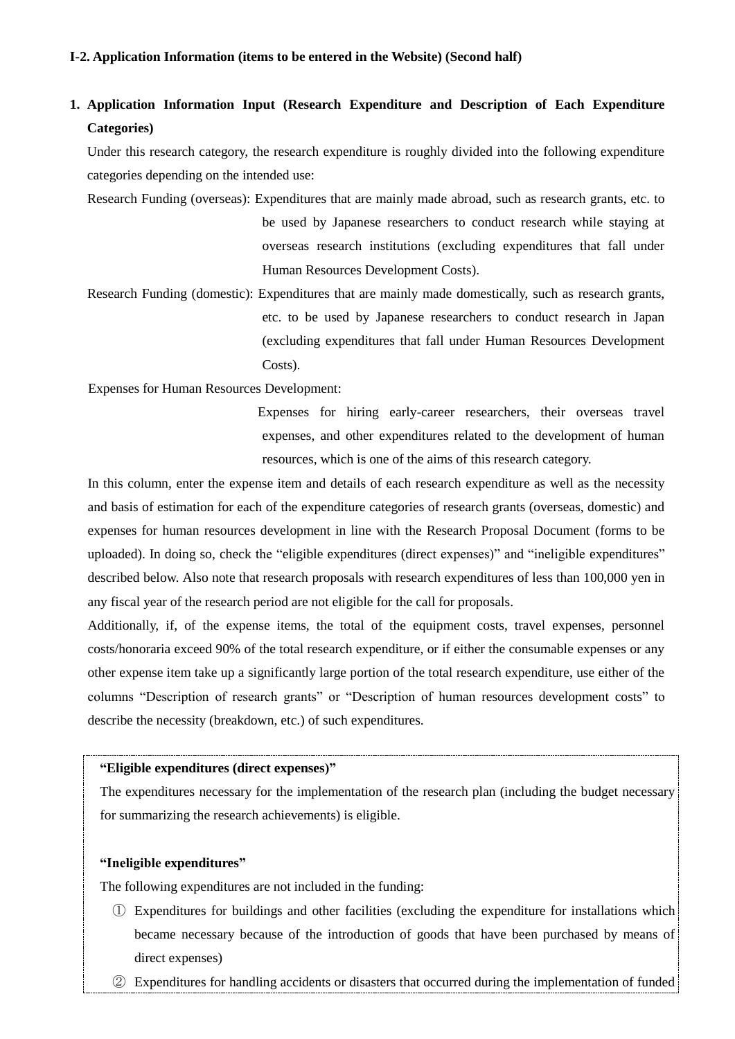**I-2. Application Information (items to be entered in the Website) (Second half)**

1. **Application Information Input (Research Expenditure and Description of Each Expenditure Categories)**

   Under this research category, the research expenditure is roughly divided into the following expenditure categories depending on the intended use:

   Research Funding (overseas): Expenditures that are mainly made abroad, such as research grants, etc. to be used by Japanese researchers to conduct research while staying at overseas research institutions (excluding expenditures that fall under Human Resources Development Costs).

   Research Funding (domestic): Expenditures that are mainly made domestically, such as research grants, etc. to be used by Japanese researchers to conduct research in Japan (excluding expenditures that fall under Human Resources Development Costs).

   Expenses for Human Resources Development:

   Expenses for hiring early-career researchers, their overseas travel expenses, and other expenditures related to the development of human resources, which is one of the aims of this research category.

   In this column, enter the expense item and details of each research expenditure as well as the necessity and basis of estimation for each of the expenditure categories of research grants (overseas, domestic) and expenses for human resources development in line with the Research Proposal Document (forms to be uploaded). In doing so, check the "eligible expenditures (direct expenses)" and "ineligible expenditures" described below. Also note that research proposals with research expenditures of less than 100,000 yen in any fiscal year of the research period are not eligible for the call for proposals.

   Additionally, if, of the expense items, the total of the equipment costs, travel expenses, personnel costs/honoraria exceed 90% of the total research expenditure, or if either the consumable expenses or any other expense item take up a significantly large portion of the total research expenditure, use either of the columns "Description of research grants" or "Description of human resources development costs" to describe the necessity (breakdown, etc.) of such expenditures.

**"Eligible expenditures (direct expenses)"**

The expenditures necessary for the implementation of the research plan (including the budget necessary for summarizing the research achievements) is eligible.

**"Ineligible expenditures"**

The following expenditures are not included in the funding:

① Expenditures for buildings and other facilities (excluding the expenditure for installations which became necessary because of the introduction of goods that have been purchased by means of direct expenses)

② Expenditures for handling accidents or disasters that occurred during the implementation of funded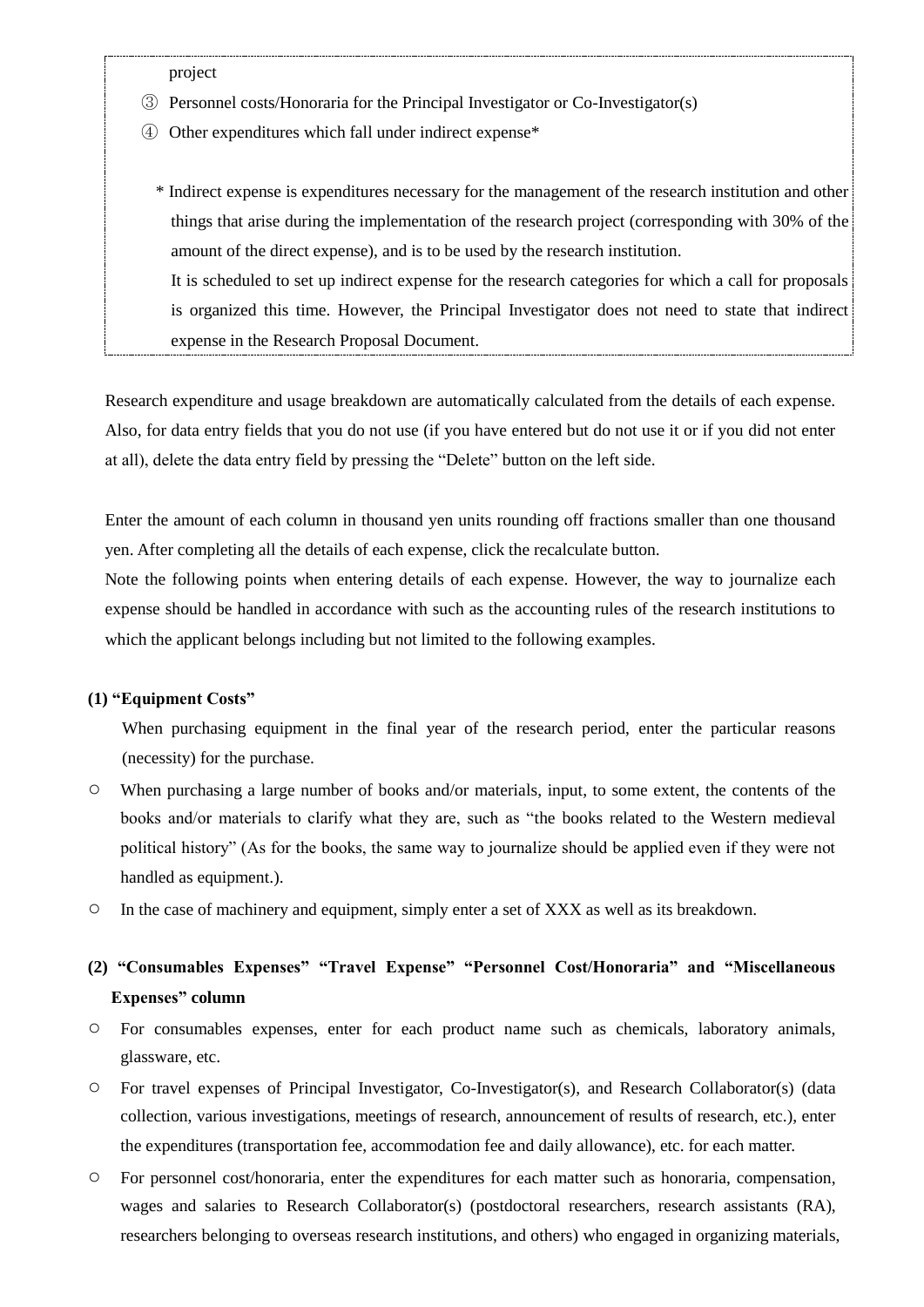project

③ Personnel costs/Honoraria for the Principal Investigator or Co-Investigator(s)

④ Other expenditures which fall under indirect expense*

\* Indirect expense is expenditures necessary for the management of the research institution and other things that arise during the implementation of the research project (corresponding with 30% of the amount of the direct expense), and is to be used by the research institution.
It is scheduled to set up indirect expense for the research categories for which a call for proposals is organized this time. However, the Principal Investigator does not need to state that indirect expense in the Research Proposal Document.

Research expenditure and usage breakdown are automatically calculated from the details of each expense. Also, for data entry fields that you do not use (if you have entered but do not use it or if you did not enter at all), delete the data entry field by pressing the "Delete" button on the left side.

Enter the amount of each column in thousand yen units rounding off fractions smaller than one thousand yen. After completing all the details of each expense, click the recalculate button.
Note the following points when entering details of each expense. However, the way to journalize each expense should be handled in accordance with such as the accounting rules of the research institutions to which the applicant belongs including but not limited to the following examples.

**(1) "Equipment Costs"**

When purchasing equipment in the final year of the research period, enter the particular reasons (necessity) for the purchase.

- When purchasing a large number of books and/or materials, input, to some extent, the contents of the books and/or materials to clarify what they are, such as "the books related to the Western medieval political history" (As for the books, the same way to journalize should be applied even if they were not handled as equipment.).
- In the case of machinery and equipment, simply enter a set of XXX as well as its breakdown.

**(2) "Consumables Expenses" "Travel Expense" "Personnel Cost/Honoraria" and "Miscellaneous Expenses" column**

- For consumables expenses, enter for each product name such as chemicals, laboratory animals, glassware, etc.
- For travel expenses of Principal Investigator, Co-Investigator(s), and Research Collaborator(s) (data collection, various investigations, meetings of research, announcement of results of research, etc.), enter the expenditures (transportation fee, accommodation fee and daily allowance), etc. for each matter.
- For personnel cost/honoraria, enter the expenditures for each matter such as honoraria, compensation, wages and salaries to Research Collaborator(s) (postdoctoral researchers, research assistants (RA), researchers belonging to overseas research institutions, and others) who engaged in organizing materials,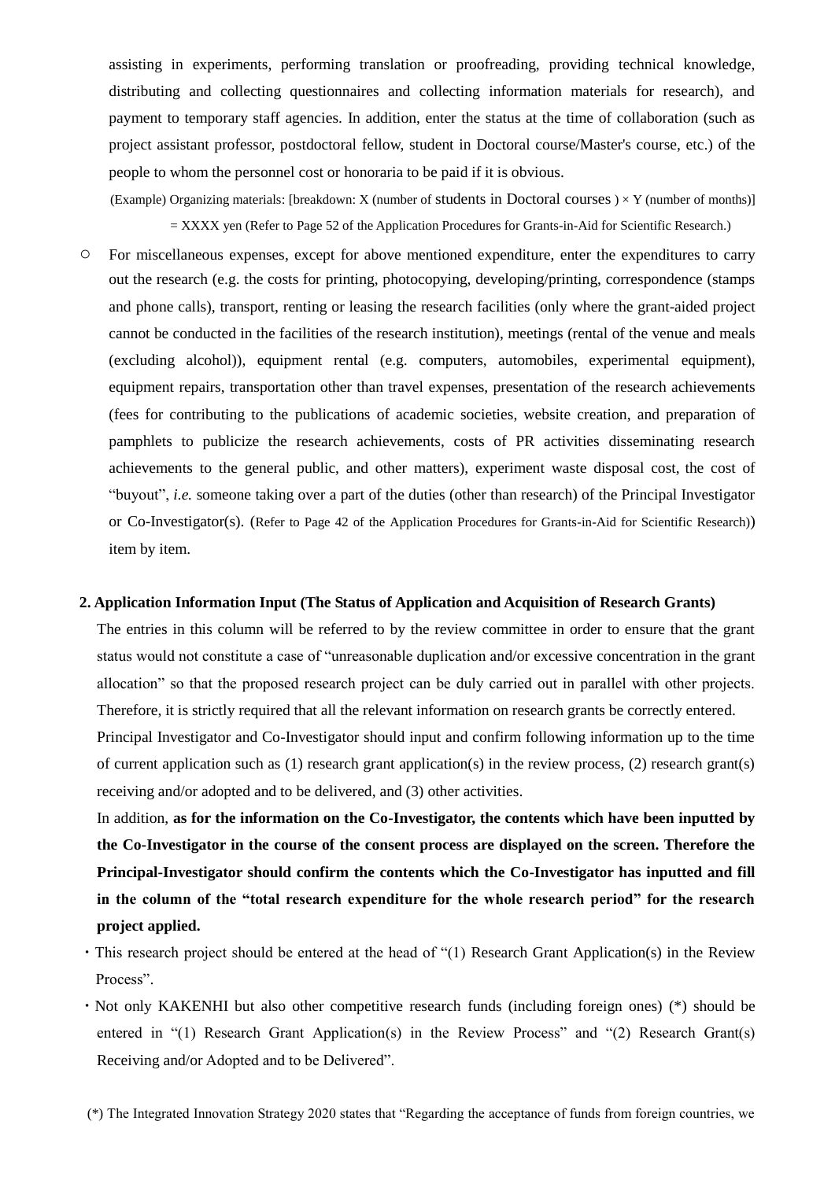assisting in experiments, performing translation or proofreading, providing technical knowledge, distributing and collecting questionnaires and collecting information materials for research), and payment to temporary staff agencies. In addition, enter the status at the time of collaboration (such as project assistant professor, postdoctoral fellow, student in Doctoral course/Master's course, etc.) of the people to whom the personnel cost or honoraria to be paid if it is obvious.

(Example) Organizing materials: [breakdown: X (number of students in Doctoral courses ) × Y (number of months)] = XXXX yen (Refer to Page 52 of the Application Procedures for Grants-in-Aid for Scientific Research.)

○ For miscellaneous expenses, except for above mentioned expenditure, enter the expenditures to carry out the research (e.g. the costs for printing, photocopying, developing/printing, correspondence (stamps and phone calls), transport, renting or leasing the research facilities (only where the grant-aided project cannot be conducted in the facilities of the research institution), meetings (rental of the venue and meals (excluding alcohol)), equipment rental (e.g. computers, automobiles, experimental equipment), equipment repairs, transportation other than travel expenses, presentation of the research achievements (fees for contributing to the publications of academic societies, website creation, and preparation of pamphlets to publicize the research achievements, costs of PR activities disseminating research achievements to the general public, and other matters), experiment waste disposal cost, the cost of "buyout", *i.e.* someone taking over a part of the duties (other than research) of the Principal Investigator or Co-Investigator(s). (Refer to Page 42 of the Application Procedures for Grants-in-Aid for Scientific Research)) item by item.

**2. Application Information Input (The Status of Application and Acquisition of Research Grants)**

The entries in this column will be referred to by the review committee in order to ensure that the grant status would not constitute a case of "unreasonable duplication and/or excessive concentration in the grant allocation" so that the proposed research project can be duly carried out in parallel with other projects. Therefore, it is strictly required that all the relevant information on research grants be correctly entered.

Principal Investigator and Co-Investigator should input and confirm following information up to the time of current application such as (1) research grant application(s) in the review process, (2) research grant(s) receiving and/or adopted and to be delivered, and (3) other activities.

In addition, **as for the information on the Co-Investigator, the contents which have been inputted by the Co-Investigator in the course of the consent process are displayed on the screen. Therefore the Principal-Investigator should confirm the contents which the Co-Investigator has inputted and fill in the column of the "total research expenditure for the whole research period" for the research project applied.**

・This research project should be entered at the head of "(1) Research Grant Application(s) in the Review Process".

・Not only KAKENHI but also other competitive research funds (including foreign ones) (*) should be entered in "(1) Research Grant Application(s) in the Review Process" and "(2) Research Grant(s) Receiving and/or Adopted and to be Delivered".

(*) The Integrated Innovation Strategy 2020 states that "Regarding the acceptance of funds from foreign countries, we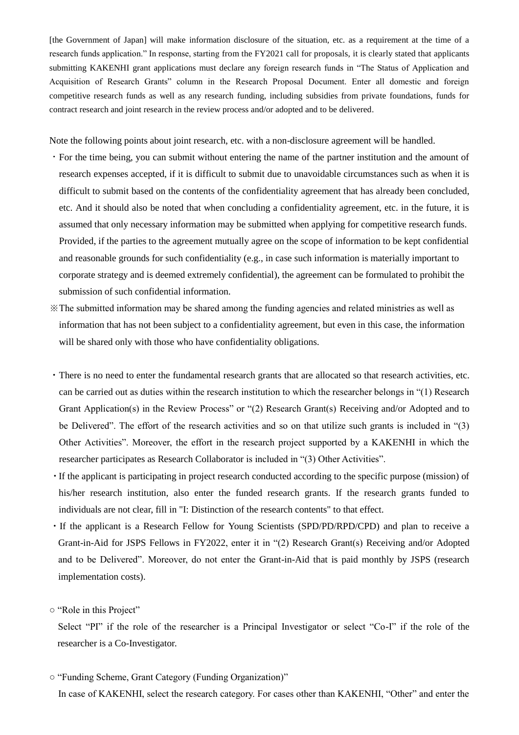[the Government of Japan] will make information disclosure of the situation, etc. as a requirement at the time of a research funds application." In response, starting from the FY2021 call for proposals, it is clearly stated that applicants submitting KAKENHI grant applications must declare any foreign research funds in "The Status of Application and Acquisition of Research Grants" column in the Research Proposal Document. Enter all domestic and foreign competitive research funds as well as any research funding, including subsidies from private foundations, funds for contract research and joint research in the review process and/or adopted and to be delivered.

Note the following points about joint research, etc. with a non-disclosure agreement will be handled.

・For the time being, you can submit without entering the name of the partner institution and the amount of research expenses accepted, if it is difficult to submit due to unavoidable circumstances such as when it is difficult to submit based on the contents of the confidentiality agreement that has already been concluded, etc. And it should also be noted that when concluding a confidentiality agreement, etc. in the future, it is assumed that only necessary information may be submitted when applying for competitive research funds. Provided, if the parties to the agreement mutually agree on the scope of information to be kept confidential and reasonable grounds for such confidentiality (e.g., in case such information is materially important to corporate strategy and is deemed extremely confidential), the agreement can be formulated to prohibit the submission of such confidential information.

※The submitted information may be shared among the funding agencies and related ministries as well as information that has not been subject to a confidentiality agreement, but even in this case, the information will be shared only with those who have confidentiality obligations.

・There is no need to enter the fundamental research grants that are allocated so that research activities, etc. can be carried out as duties within the research institution to which the researcher belongs in "(1) Research Grant Application(s) in the Review Process" or "(2) Research Grant(s) Receiving and/or Adopted and to be Delivered". The effort of the research activities and so on that utilize such grants is included in "(3) Other Activities". Moreover, the effort in the research project supported by a KAKENHI in which the researcher participates as Research Collaborator is included in "(3) Other Activities".

・If the applicant is participating in project research conducted according to the specific purpose (mission) of his/her research institution, also enter the funded research grants. If the research grants funded to individuals are not clear, fill in "I: Distinction of the research contents" to that effect.

・If the applicant is a Research Fellow for Young Scientists (SPD/PD/RPD/CPD) and plan to receive a Grant-in-Aid for JSPS Fellows in FY2022, enter it in "(2) Research Grant(s) Receiving and/or Adopted and to be Delivered". Moreover, do not enter the Grant-in-Aid that is paid monthly by JSPS (research implementation costs).

○ "Role in this Project"

Select "PI" if the role of the researcher is a Principal Investigator or select "Co-I" if the role of the researcher is a Co-Investigator.

○ "Funding Scheme, Grant Category (Funding Organization)"

In case of KAKENHI, select the research category. For cases other than KAKENHI, "Other" and enter the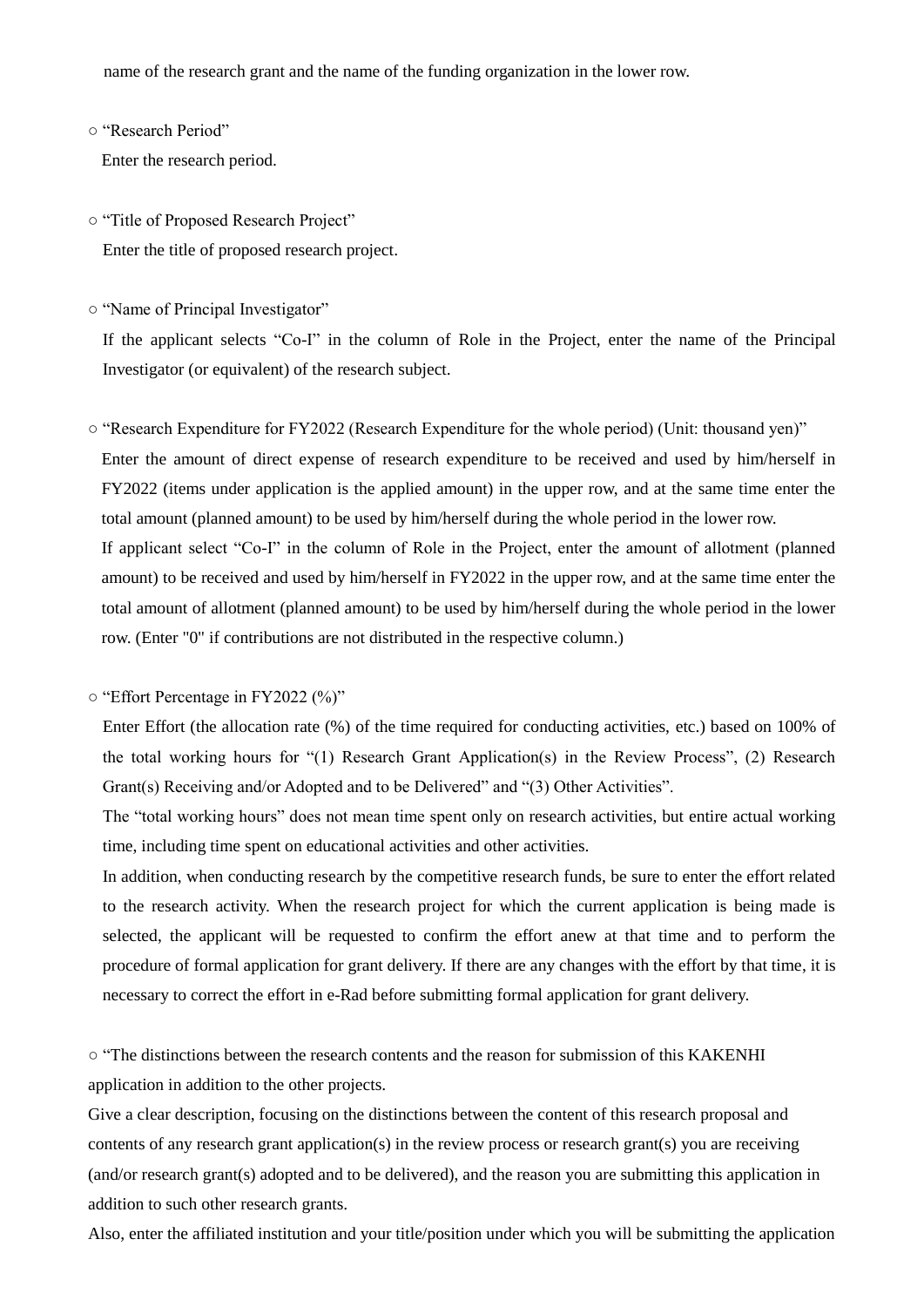name of the research grant and the name of the funding organization in the lower row.

○ “Research Period”

Enter the research period.

○ “Title of Proposed Research Project”

Enter the title of proposed research project.

○ “Name of Principal Investigator”

If the applicant selects “Co-I” in the column of Role in the Project, enter the name of the Principal Investigator (or equivalent) of the research subject.

○ “Research Expenditure for FY2022 (Research Expenditure for the whole period) (Unit: thousand yen)”

Enter the amount of direct expense of research expenditure to be received and used by him/herself in FY2022 (items under application is the applied amount) in the upper row, and at the same time enter the total amount (planned amount) to be used by him/herself during the whole period in the lower row.

If applicant select “Co-I” in the column of Role in the Project, enter the amount of allotment (planned amount) to be received and used by him/herself in FY2022 in the upper row, and at the same time enter the total amount of allotment (planned amount) to be used by him/herself during the whole period in the lower row. (Enter "0" if contributions are not distributed in the respective column.)

○ “Effort Percentage in FY2022 (%)”

Enter Effort (the allocation rate (%) of the time required for conducting activities, etc.) based on 100% of the total working hours for “(1) Research Grant Application(s) in the Review Process”, (2) Research Grant(s) Receiving and/or Adopted and to be Delivered” and “(3) Other Activities”.

The “total working hours” does not mean time spent only on research activities, but entire actual working time, including time spent on educational activities and other activities.

In addition, when conducting research by the competitive research funds, be sure to enter the effort related to the research activity. When the research project for which the current application is being made is selected, the applicant will be requested to confirm the effort anew at that time and to perform the procedure of formal application for grant delivery. If there are any changes with the effort by that time, it is necessary to correct the effort in e-Rad before submitting formal application for grant delivery.

○ “The distinctions between the research contents and the reason for submission of this KAKENHI application in addition to the other projects.

Give a clear description, focusing on the distinctions between the content of this research proposal and contents of any research grant application(s) in the review process or research grant(s) you are receiving (and/or research grant(s) adopted and to be delivered), and the reason you are submitting this application in addition to such other research grants.

Also, enter the affiliated institution and your title/position under which you will be submitting the application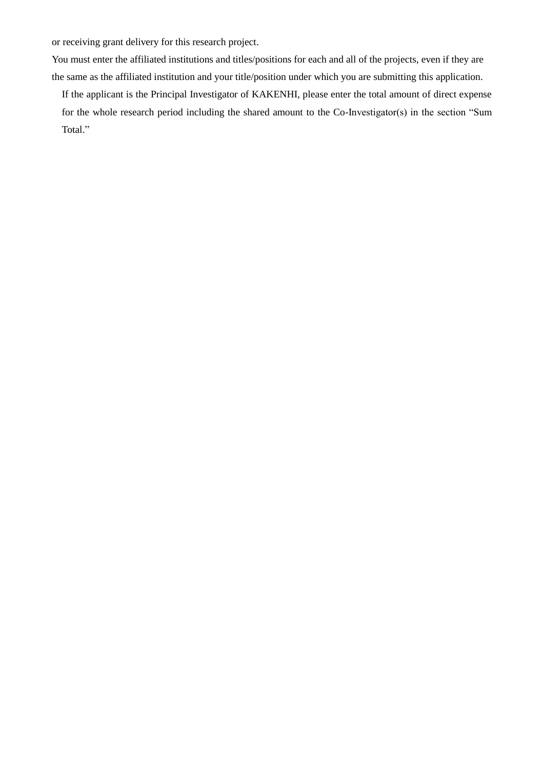or receiving grant delivery for this research project.

You must enter the affiliated institutions and titles/positions for each and all of the projects, even if they are the same as the affiliated institution and your title/position under which you are submitting this application.

If the applicant is the Principal Investigator of KAKENHI, please enter the total amount of direct expense for the whole research period including the shared amount to the Co-Investigator(s) in the section "Sum Total."